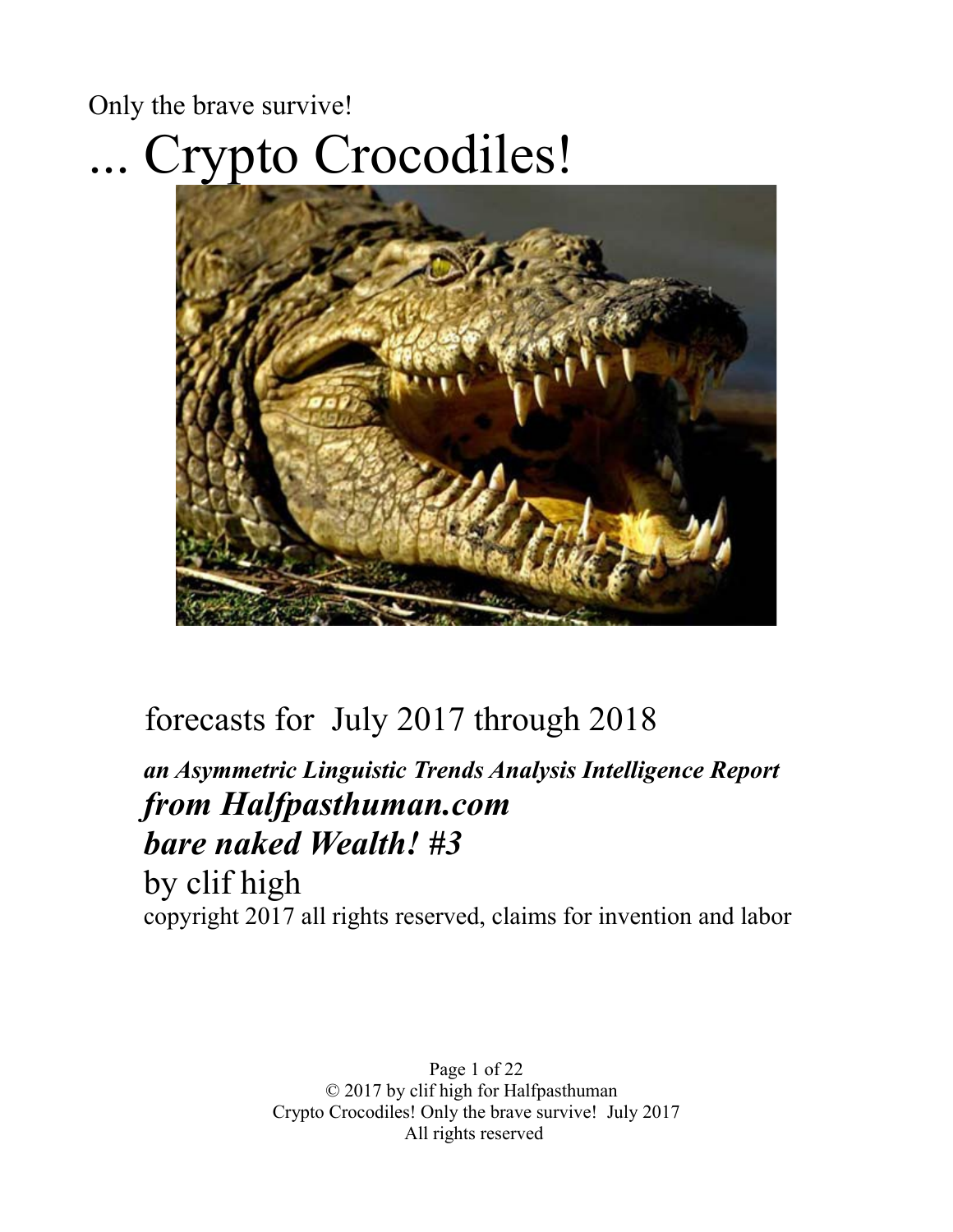Only the brave survive!

# ... Crypto Crocodiles!

## forecasts for July 2017 through 2018

***an Asymmetric Linguistic Trends Analysis Intelligence Report***

## ***from Halfpasthuman.com***

## ***bare naked Wealth! #3***

by clif high

copyright 2017 all rights reserved, claims for invention and labor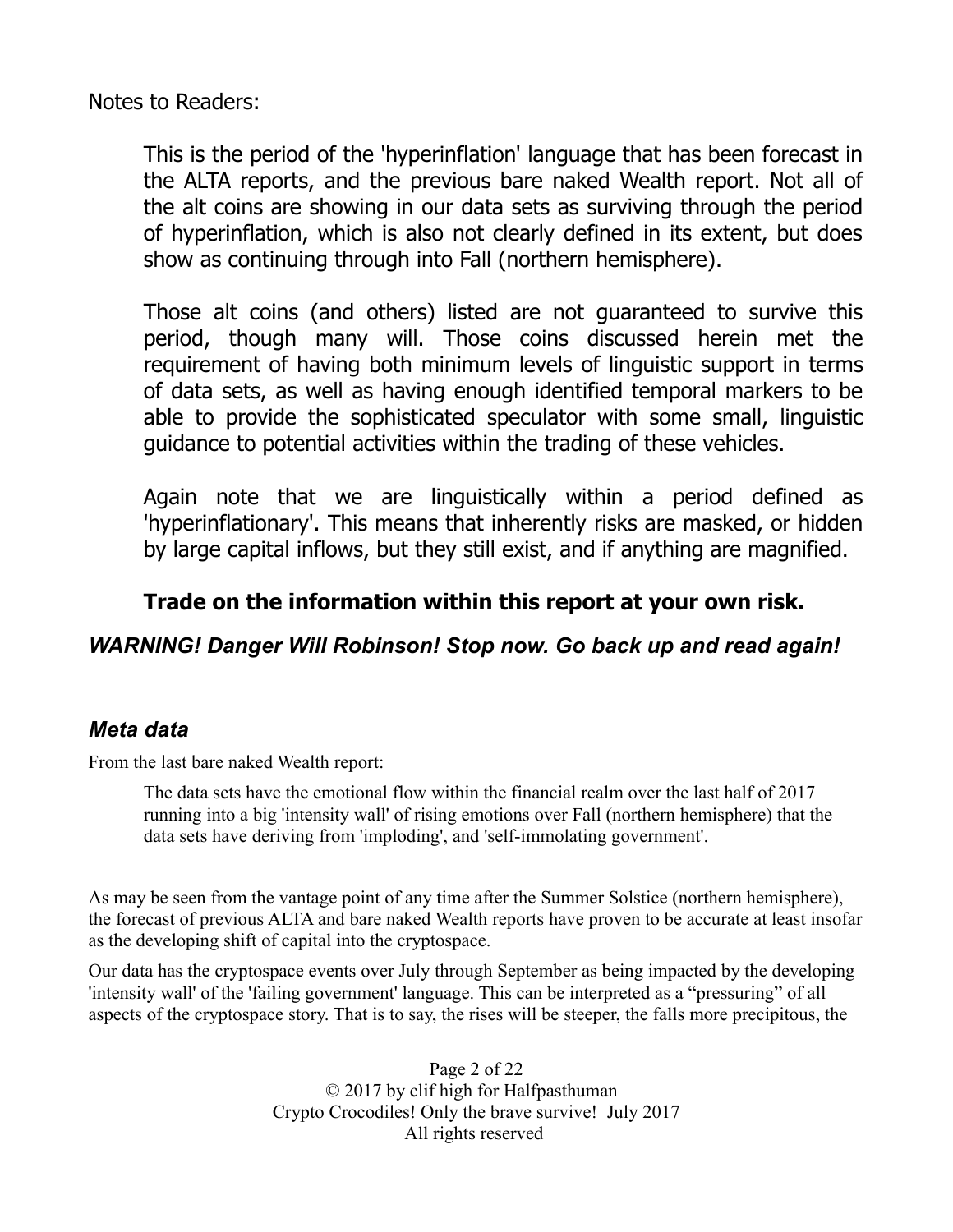Notes to Readers:

> This is the period of the 'hyperinflation' language that has been forecast in the ALTA reports, and the previous bare naked Wealth report. Not all of the alt coins are showing in our data sets as surviving through the period of hyperinflation, which is also not clearly defined in its extent, but does show as continuing through into Fall (northern hemisphere).
>
> Those alt coins (and others) listed are not guaranteed to survive this period, though many will. Those coins discussed herein met the requirement of having both minimum levels of linguistic support in terms of data sets, as well as having enough identified temporal markers to be able to provide the sophisticated speculator with some small, linguistic guidance to potential activities within the trading of these vehicles.
>
> Again note that we are linguistically within a period defined as 'hyperinflationary'. This means that inherently risks are masked, or hidden by large capital inflows, but they still exist, and if anything are magnified.
>
> **Trade on the information within this report at your own risk.**

***WARNING! Danger Will Robinson! Stop now. Go back up and read again!***

### *Meta data*

From the last bare naked Wealth report:

> The data sets have the emotional flow within the financial realm over the last half of 2017 running into a big 'intensity wall' of rising emotions over Fall (northern hemisphere) that the data sets have deriving from 'imploding', and 'self-immolating government'.

As may be seen from the vantage point of any time after the Summer Solstice (northern hemisphere), the forecast of previous ALTA and bare naked Wealth reports have proven to be accurate at least insofar as the developing shift of capital into the cryptospace.

Our data has the cryptospace events over July through September as being impacted by the developing 'intensity wall' of the 'failing government' language. This can be interpreted as a "pressuring" of all aspects of the cryptospace story. That is to say, the rises will be steeper, the falls more precipitous, the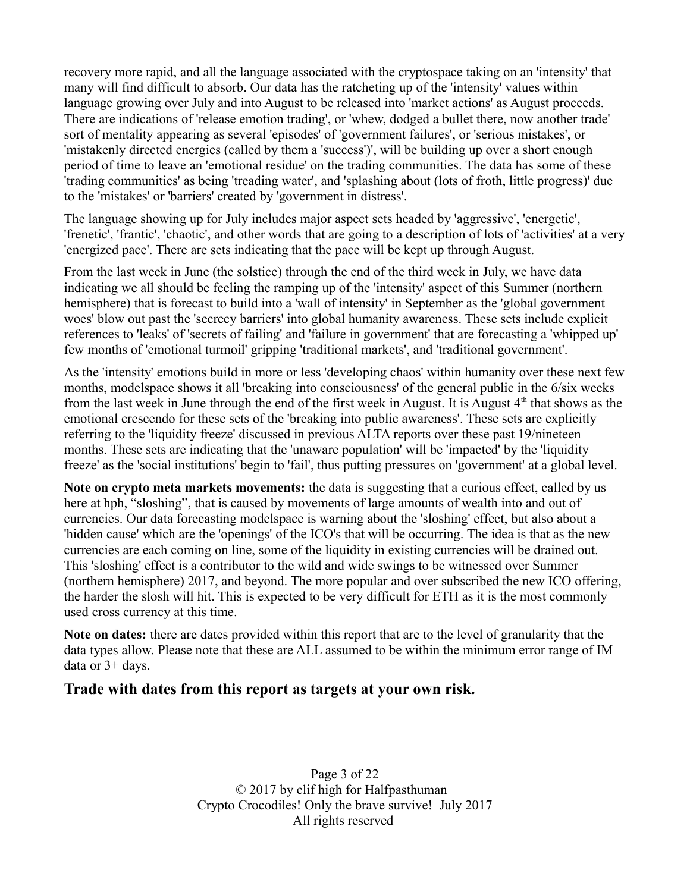recovery more rapid, and all the language associated with the cryptospace taking on an 'intensity' that many will find difficult to absorb. Our data has the ratcheting up of the 'intensity' values within language growing over July and into August to be released into 'market actions' as August proceeds. There are indications of 'release emotion trading', or 'whew, dodged a bullet there, now another trade' sort of mentality appearing as several 'episodes' of 'government failures', or 'serious mistakes', or 'mistakenly directed energies (called by them a 'success')', will be building up over a short enough period of time to leave an 'emotional residue' on the trading communities. The data has some of these 'trading communities' as being 'treading water', and 'splashing about (lots of froth, little progress)' due to the 'mistakes' or 'barriers' created by 'government in distress'.

The language showing up for July includes major aspect sets headed by 'aggressive', 'energetic', 'frenetic', 'frantic', 'chaotic', and other words that are going to a description of lots of 'activities' at a very 'energized pace'. There are sets indicating that the pace will be kept up through August.

From the last week in June (the solstice) through the end of the third week in July, we have data indicating we all should be feeling the ramping up of the 'intensity' aspect of this Summer (northern hemisphere) that is forecast to build into a 'wall of intensity' in September as the 'global government woes' blow out past the 'secrecy barriers' into global humanity awareness. These sets include explicit references to 'leaks' of 'secrets of failing' and 'failure in government' that are forecasting a 'whipped up' few months of 'emotional turmoil' gripping 'traditional markets', and 'traditional government'.

As the 'intensity' emotions build in more or less 'developing chaos' within humanity over these next few months, modelspace shows it all 'breaking into consciousness' of the general public in the 6/six weeks from the last week in June through the end of the first week in August. It is August 4th that shows as the emotional crescendo for these sets of the 'breaking into public awareness'. These sets are explicitly referring to the 'liquidity freeze' discussed in previous ALTA reports over these past 19/nineteen months. These sets are indicating that the 'unaware population' will be 'impacted' by the 'liquidity freeze' as the 'social institutions' begin to 'fail', thus putting pressures on 'government' at a global level.

**Note on crypto meta markets movements:** the data is suggesting that a curious effect, called by us here at hph, "sloshing", that is caused by movements of large amounts of wealth into and out of currencies. Our data forecasting modelspace is warning about the 'sloshing' effect, but also about a 'hidden cause' which are the 'openings' of the ICO's that will be occurring. The idea is that as the new currencies are each coming on line, some of the liquidity in existing currencies will be drained out. This 'sloshing' effect is a contributor to the wild and wide swings to be witnessed over Summer (northern hemisphere) 2017, and beyond. The more popular and over subscribed the new ICO offering, the harder the slosh will hit. This is expected to be very difficult for ETH as it is the most commonly used cross currency at this time.

**Note on dates:** there are dates provided within this report that are to the level of granularity that the data types allow. Please note that these are ALL assumed to be within the minimum error range of IM data or 3+ days.

## Trade with dates from this report as targets at your own risk.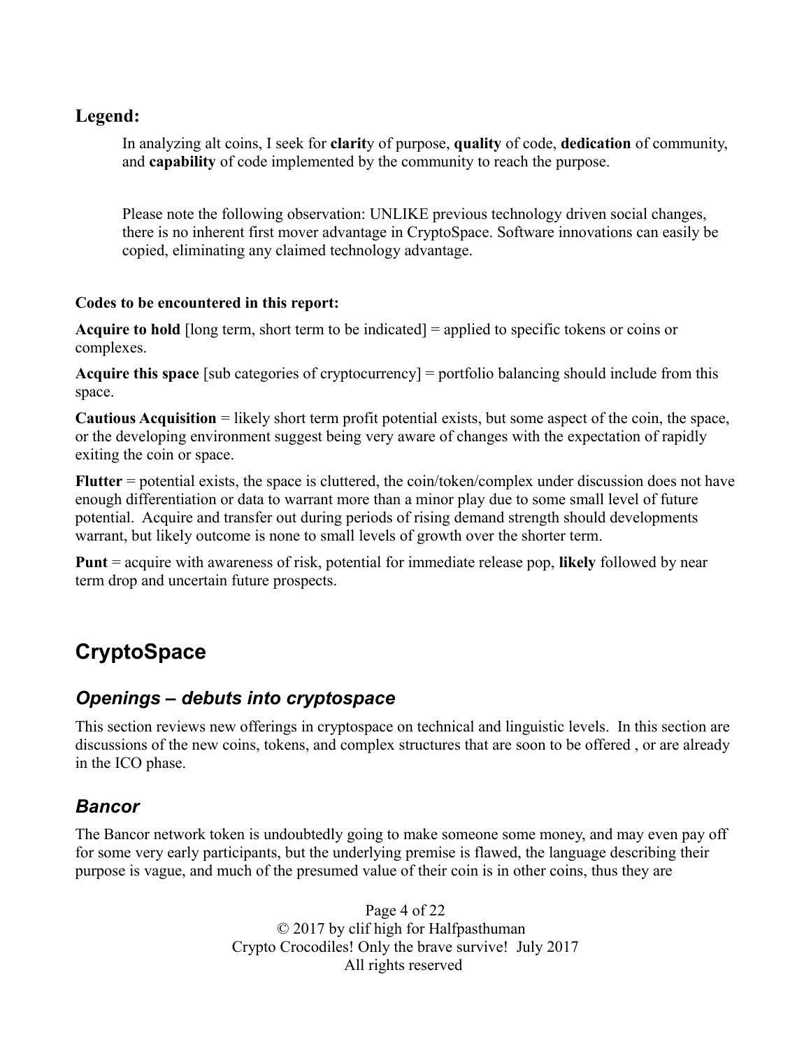### Legend:

In analyzing alt coins, I seek for **clarit**y of purpose, **quality** of code, **dedication** of community, and **capability** of code implemented by the community to reach the purpose.

Please note the following observation: UNLIKE previous technology driven social changes, there is no inherent first mover advantage in CryptoSpace. Software innovations can easily be copied, eliminating any claimed technology advantage.

**Codes to be encountered in this report:**

**Acquire to hold** [long term, short term to be indicated] = applied to specific tokens or coins or complexes.

**Acquire this space** [sub categories of cryptocurrency] = portfolio balancing should include from this space.

**Cautious Acquisition** = likely short term profit potential exists, but some aspect of the coin, the space, or the developing environment suggest being very aware of changes with the expectation of rapidly exiting the coin or space.

**Flutter** = potential exists, the space is cluttered, the coin/token/complex under discussion does not have enough differentiation or data to warrant more than a minor play due to some small level of future potential. Acquire and transfer out during periods of rising demand strength should developments warrant, but likely outcome is none to small levels of growth over the shorter term.

**Punt** = acquire with awareness of risk, potential for immediate release pop, **likely** followed by near term drop and uncertain future prospects.

# CryptoSpace

## *Openings – debuts into cryptospace*

This section reviews new offerings in cryptospace on technical and linguistic levels. In this section are discussions of the new coins, tokens, and complex structures that are soon to be offered , or are already in the ICO phase.

## *Bancor*

The Bancor network token is undoubtedly going to make someone some money, and may even pay off for some very early participants, but the underlying premise is flawed, the language describing their purpose is vague, and much of the presumed value of their coin is in other coins, thus they are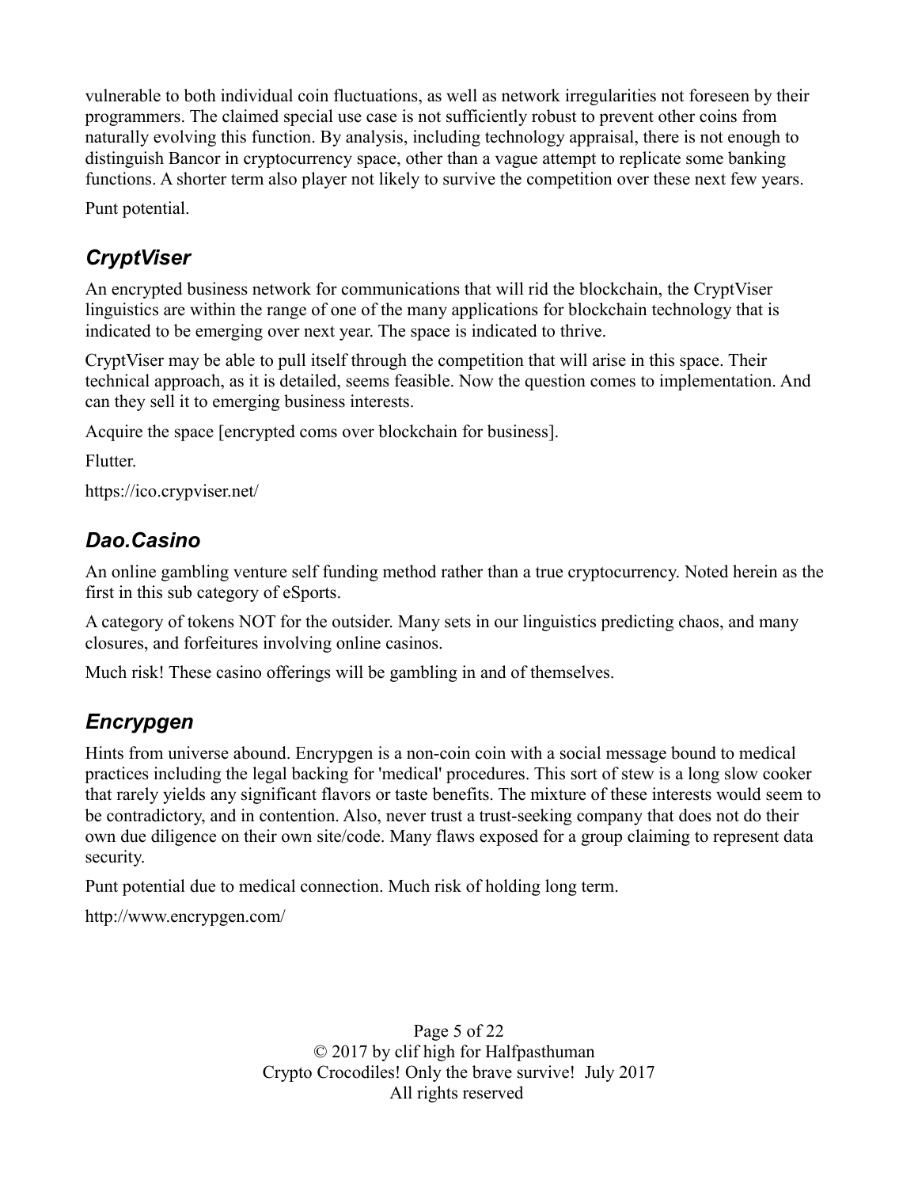vulnerable to both individual coin fluctuations, as well as network irregularities not foreseen by their programmers. The claimed special use case is not sufficiently robust to prevent other coins from naturally evolving this function. By analysis, including technology appraisal, there is not enough to distinguish Bancor in cryptocurrency space, other than a vague attempt to replicate some banking functions. A shorter term also player not likely to survive the competition over these next few years.

Punt potential.

## *CryptViser*

An encrypted business network for communications that will rid the blockchain, the CryptViser linguistics are within the range of one of the many applications for blockchain technology that is indicated to be emerging over next year. The space is indicated to thrive.

CryptViser may be able to pull itself through the competition that will arise in this space. Their technical approach, as it is detailed, seems feasible. Now the question comes to implementation. And can they sell it to emerging business interests.

Acquire the space [encrypted coms over blockchain for business].

Flutter.

https://ico.crypviser.net/

## *Dao.Casino*

An online gambling venture self funding method rather than a true cryptocurrency. Noted herein as the first in this sub category of eSports.

A category of tokens NOT for the outsider. Many sets in our linguistics predicting chaos, and many closures, and forfeitures involving online casinos.

Much risk! These casino offerings will be gambling in and of themselves.

## *Encrypgen*

Hints from universe abound. Encrypgen is a non-coin coin with a social message bound to medical practices including the legal backing for 'medical' procedures. This sort of stew is a long slow cooker that rarely yields any significant flavors or taste benefits. The mixture of these interests would seem to be contradictory, and in contention. Also, never trust a trust-seeking company that does not do their own due diligence on their own site/code. Many flaws exposed for a group claiming to represent data security.

Punt potential due to medical connection. Much risk of holding long term.

http://www.encrypgen.com/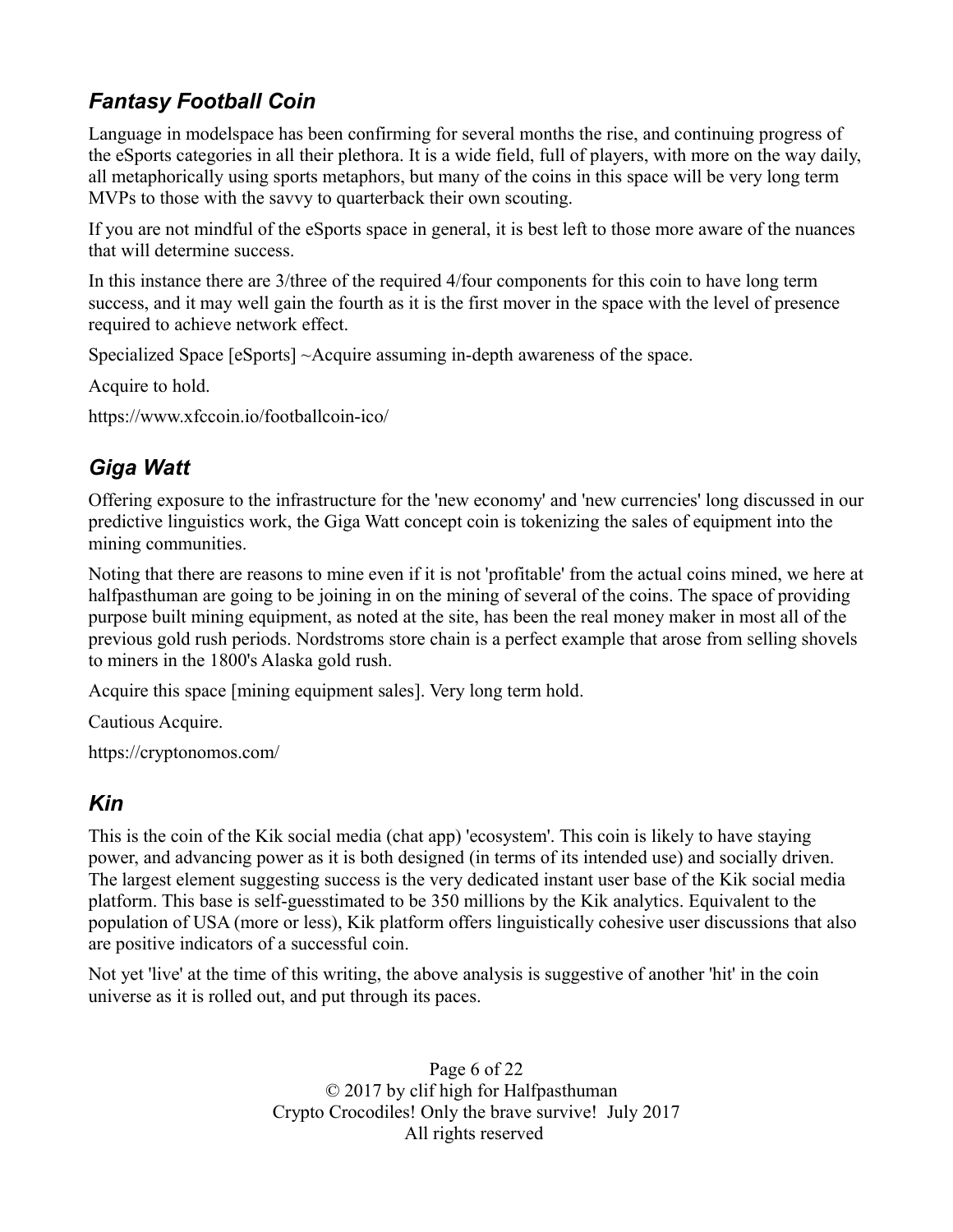## *Fantasy Football Coin*

Language in modelspace has been confirming for several months the rise, and continuing progress of the eSports categories in all their plethora. It is a wide field, full of players, with more on the way daily, all metaphorically using sports metaphors, but many of the coins in this space will be very long term MVPs to those with the savvy to quarterback their own scouting.

If you are not mindful of the eSports space in general, it is best left to those more aware of the nuances that will determine success.

In this instance there are 3/three of the required 4/four components for this coin to have long term success, and it may well gain the fourth as it is the first mover in the space with the level of presence required to achieve network effect.

Specialized Space [eSports] ~Acquire assuming in-depth awareness of the space.

Acquire to hold.

https://www.xfccoin.io/footballcoin-ico/

## *Giga Watt*

Offering exposure to the infrastructure for the 'new economy' and 'new currencies' long discussed in our predictive linguistics work, the Giga Watt concept coin is tokenizing the sales of equipment into the mining communities.

Noting that there are reasons to mine even if it is not 'profitable' from the actual coins mined, we here at halfpasthuman are going to be joining in on the mining of several of the coins. The space of providing purpose built mining equipment, as noted at the site, has been the real money maker in most all of the previous gold rush periods. Nordstroms store chain is a perfect example that arose from selling shovels to miners in the 1800's Alaska gold rush.

Acquire this space [mining equipment sales]. Very long term hold.

Cautious Acquire.

https://cryptonomos.com/

## *Kin*

This is the coin of the Kik social media (chat app) 'ecosystem'. This coin is likely to have staying power, and advancing power as it is both designed (in terms of its intended use) and socially driven. The largest element suggesting success is the very dedicated instant user base of the Kik social media platform. This base is self-guesstimated to be 350 millions by the Kik analytics. Equivalent to the population of USA (more or less), Kik platform offers linguistically cohesive user discussions that also are positive indicators of a successful coin.

Not yet 'live' at the time of this writing, the above analysis is suggestive of another 'hit' in the coin universe as it is rolled out, and put through its paces.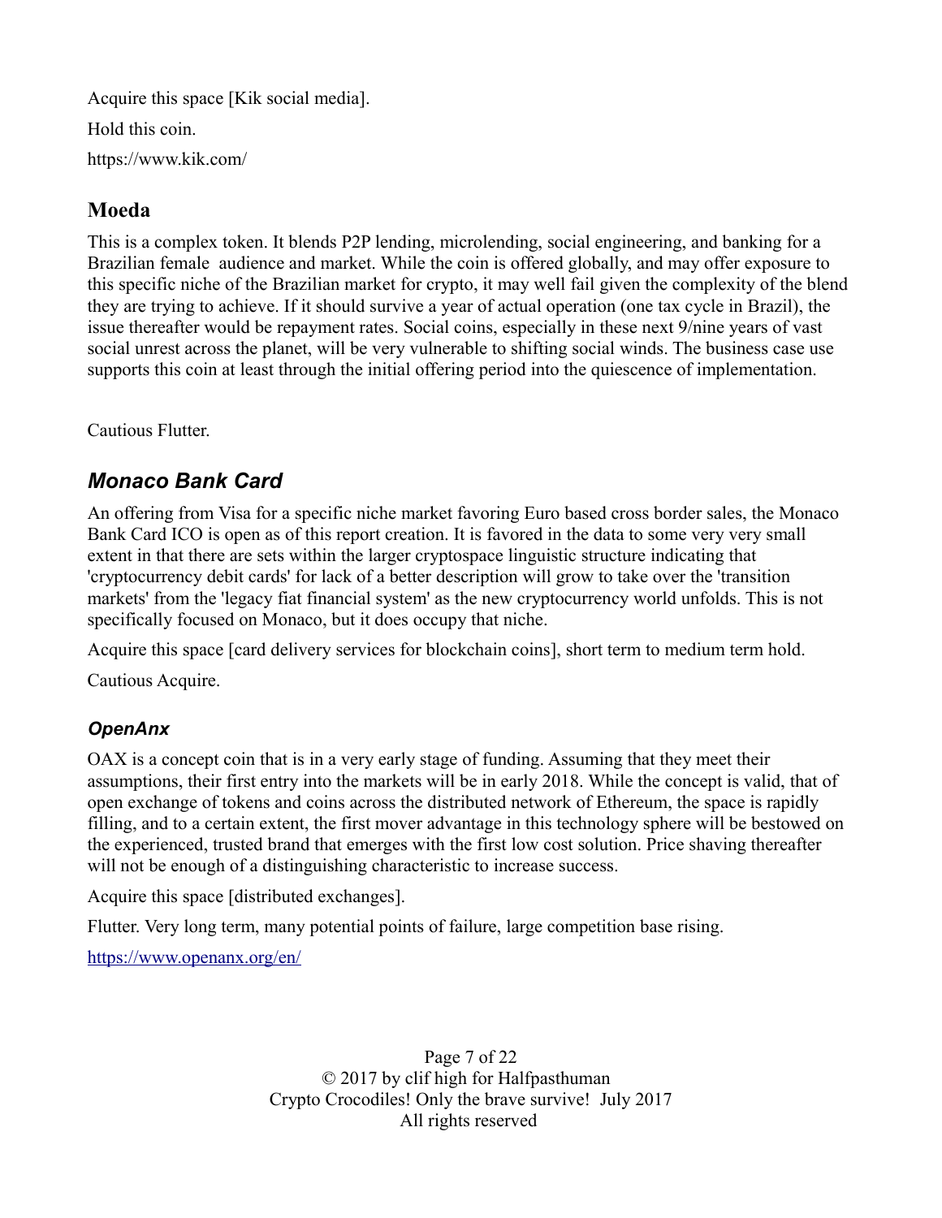Acquire this space [Kik social media].

Hold this coin.

https://www.kik.com/

## Moeda

This is a complex token. It blends P2P lending, microlending, social engineering, and banking for a Brazilian female audience and market. While the coin is offered globally, and may offer exposure to this specific niche of the Brazilian market for crypto, it may well fail given the complexity of the blend they are trying to achieve. If it should survive a year of actual operation (one tax cycle in Brazil), the issue thereafter would be repayment rates. Social coins, especially in these next 9/nine years of vast social unrest across the planet, will be very vulnerable to shifting social winds. The business case use supports this coin at least through the initial offering period into the quiescence of implementation.

Cautious Flutter.

## *Monaco Bank Card*

An offering from Visa for a specific niche market favoring Euro based cross border sales, the Monaco Bank Card ICO is open as of this report creation. It is favored in the data to some very very small extent in that there are sets within the larger cryptospace linguistic structure indicating that 'cryptocurrency debit cards' for lack of a better description will grow to take over the 'transition markets' from the 'legacy fiat financial system' as the new cryptocurrency world unfolds. This is not specifically focused on Monaco, but it does occupy that niche.

Acquire this space [card delivery services for blockchain coins], short term to medium term hold.

Cautious Acquire.

### *OpenAnx*

OAX is a concept coin that is in a very early stage of funding. Assuming that they meet their assumptions, their first entry into the markets will be in early 2018. While the concept is valid, that of open exchange of tokens and coins across the distributed network of Ethereum, the space is rapidly filling, and to a certain extent, the first mover advantage in this technology sphere will be bestowed on the experienced, trusted brand that emerges with the first low cost solution. Price shaving thereafter will not be enough of a distinguishing characteristic to increase success.

Acquire this space [distributed exchanges].

Flutter. Very long term, many potential points of failure, large competition base rising.

https://www.openanx.org/en/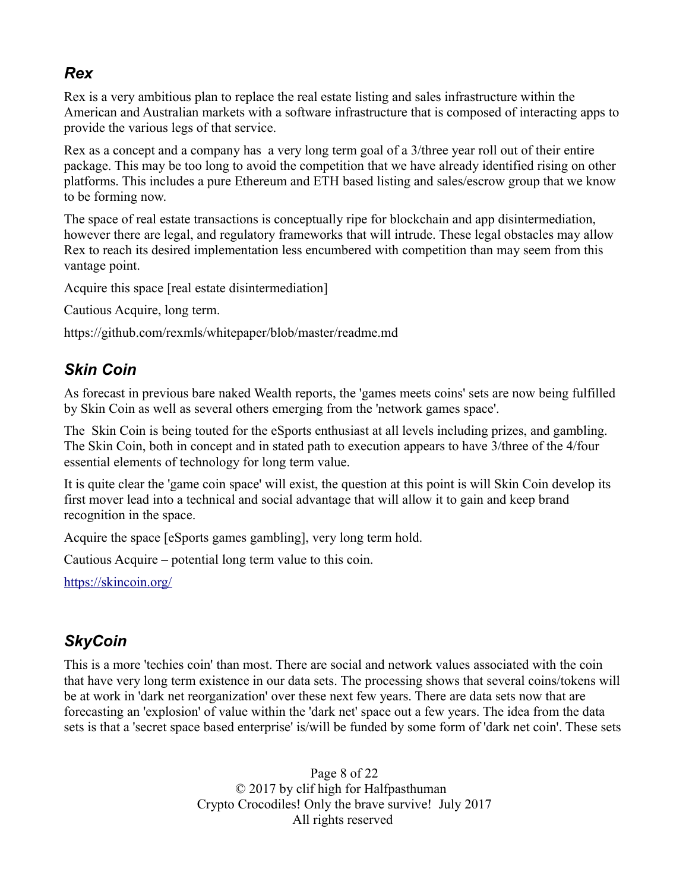### *Rex*

Rex is a very ambitious plan to replace the real estate listing and sales infrastructure within the American and Australian markets with a software infrastructure that is composed of interacting apps to provide the various legs of that service.

Rex as a concept and a company has a very long term goal of a 3/three year roll out of their entire package. This may be too long to avoid the competition that we have already identified rising on other platforms. This includes a pure Ethereum and ETH based listing and sales/escrow group that we know to be forming now.

The space of real estate transactions is conceptually ripe for blockchain and app disintermediation, however there are legal, and regulatory frameworks that will intrude. These legal obstacles may allow Rex to reach its desired implementation less encumbered with competition than may seem from this vantage point.

Acquire this space [real estate disintermediation]

Cautious Acquire, long term.

https://github.com/rexmls/whitepaper/blob/master/readme.md

### *Skin Coin*

As forecast in previous bare naked Wealth reports, the 'games meets coins' sets are now being fulfilled by Skin Coin as well as several others emerging from the 'network games space'.

The Skin Coin is being touted for the eSports enthusiast at all levels including prizes, and gambling. The Skin Coin, both in concept and in stated path to execution appears to have 3/three of the 4/four essential elements of technology for long term value.

It is quite clear the 'game coin space' will exist, the question at this point is will Skin Coin develop its first mover lead into a technical and social advantage that will allow it to gain and keep brand recognition in the space.

Acquire the space [eSports games gambling], very long term hold.

Cautious Acquire – potential long term value to this coin.

https://skincoin.org/

### *SkyCoin*

This is a more 'techies coin' than most. There are social and network values associated with the coin that have very long term existence in our data sets. The processing shows that several coins/tokens will be at work in 'dark net reorganization' over these next few years. There are data sets now that are forecasting an 'explosion' of value within the 'dark net' space out a few years. The idea from the data sets is that a 'secret space based enterprise' is/will be funded by some form of 'dark net coin'. These sets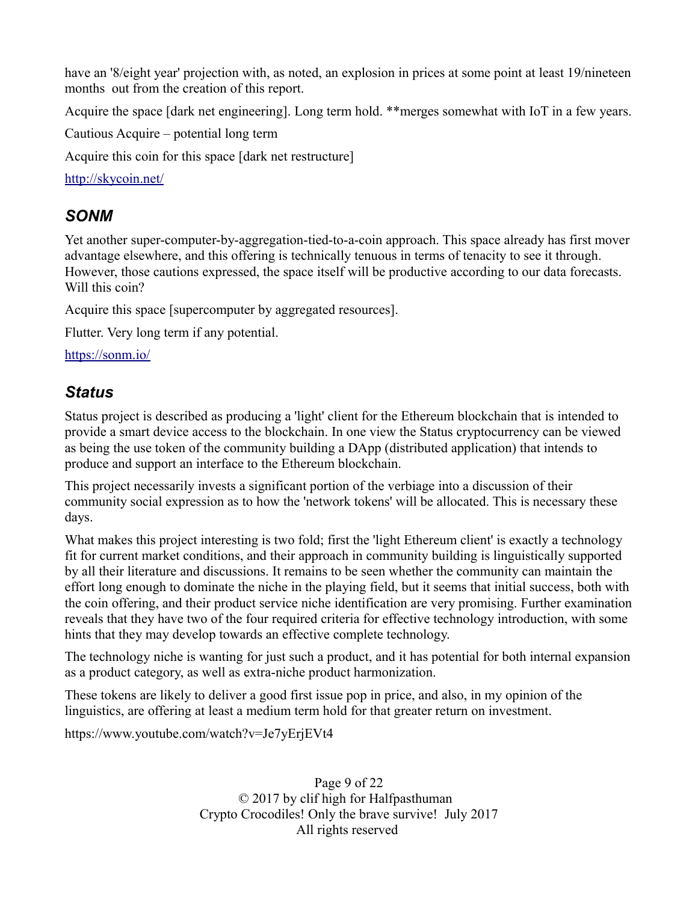have an '8/eight year' projection with, as noted, an explosion in prices at some point at least 19/nineteen months out from the creation of this report.

Acquire the space [dark net engineering]. Long term hold. **merges somewhat with IoT in a few years.

Cautious Acquire – potential long term

Acquire this coin for this space [dark net restructure]

http://skycoin.net/

### *SONM*

Yet another super-computer-by-aggregation-tied-to-a-coin approach. This space already has first mover advantage elsewhere, and this offering is technically tenuous in terms of tenacity to see it through. However, those cautions expressed, the space itself will be productive according to our data forecasts. Will this coin?

Acquire this space [supercomputer by aggregated resources].

Flutter. Very long term if any potential.

https://sonm.io/

### *Status*

Status project is described as producing a 'light' client for the Ethereum blockchain that is intended to provide a smart device access to the blockchain. In one view the Status cryptocurrency can be viewed as being the use token of the community building a DApp (distributed application) that intends to produce and support an interface to the Ethereum blockchain.

This project necessarily invests a significant portion of the verbiage into a discussion of their community social expression as to how the 'network tokens' will be allocated. This is necessary these days.

What makes this project interesting is two fold; first the 'light Ethereum client' is exactly a technology fit for current market conditions, and their approach in community building is linguistically supported by all their literature and discussions. It remains to be seen whether the community can maintain the effort long enough to dominate the niche in the playing field, but it seems that initial success, both with the coin offering, and their product service niche identification are very promising. Further examination reveals that they have two of the four required criteria for effective technology introduction, with some hints that they may develop towards an effective complete technology.

The technology niche is wanting for just such a product, and it has potential for both internal expansion as a product category, as well as extra-niche product harmonization.

These tokens are likely to deliver a good first issue pop in price, and also, in my opinion of the linguistics, are offering at least a medium term hold for that greater return on investment.

https://www.youtube.com/watch?v=Je7yErjEVt4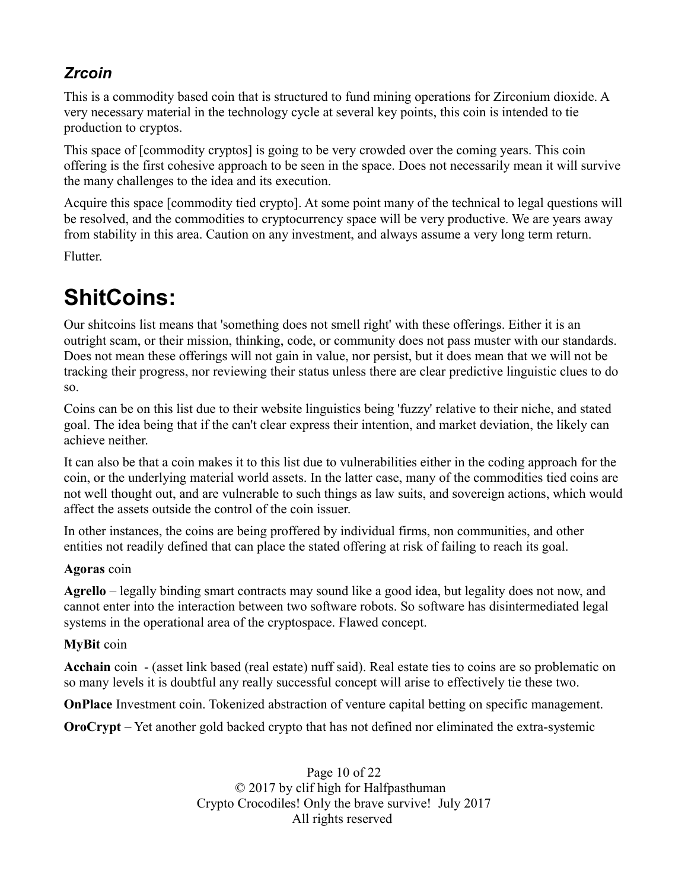### *Zrcoin*

This is a commodity based coin that is structured to fund mining operations for Zirconium dioxide. A very necessary material in the technology cycle at several key points, this coin is intended to tie production to cryptos.

This space of [commodity cryptos] is going to be very crowded over the coming years. This coin offering is the first cohesive approach to be seen in the space. Does not necessarily mean it will survive the many challenges to the idea and its execution.

Acquire this space [commodity tied crypto]. At some point many of the technical to legal questions will be resolved, and the commodities to cryptocurrency space will be very productive. We are years away from stability in this area. Caution on any investment, and always assume a very long term return.

Flutter.

# ShitCoins:

Our shitcoins list means that 'something does not smell right' with these offerings. Either it is an outright scam, or their mission, thinking, code, or community does not pass muster with our standards. Does not mean these offerings will not gain in value, nor persist, but it does mean that we will not be tracking their progress, nor reviewing their status unless there are clear predictive linguistic clues to do so.

Coins can be on this list due to their website linguistics being 'fuzzy' relative to their niche, and stated goal. The idea being that if the can't clear express their intention, and market deviation, the likely can achieve neither.

It can also be that a coin makes it to this list due to vulnerabilities either in the coding approach for the coin, or the underlying material world assets. In the latter case, many of the commodities tied coins are not well thought out, and are vulnerable to such things as law suits, and sovereign actions, which would affect the assets outside the control of the coin issuer.

In other instances, the coins are being proffered by individual firms, non communities, and other entities not readily defined that can place the stated offering at risk of failing to reach its goal.

**Agoras** coin

**Agrello** – legally binding smart contracts may sound like a good idea, but legality does not now, and cannot enter into the interaction between two software robots. So software has disintermediated legal systems in the operational area of the cryptospace. Flawed concept.

**MyBit** coin

**Acchain** coin - (asset link based (real estate) nuff said). Real estate ties to coins are so problematic on so many levels it is doubtful any really successful concept will arise to effectively tie these two.

**OnPlace** Investment coin. Tokenized abstraction of venture capital betting on specific management.

**OroCrypt** – Yet another gold backed crypto that has not defined nor eliminated the extra-systemic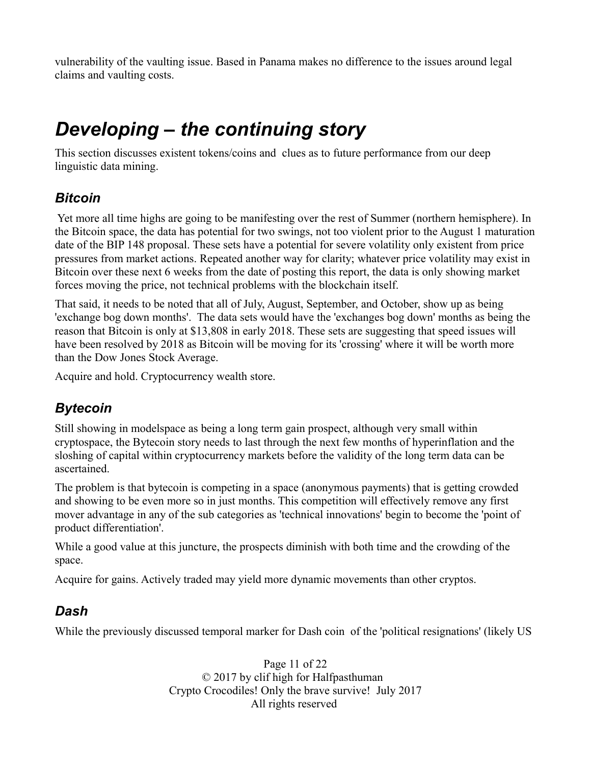vulnerability of the vaulting issue. Based in Panama makes no difference to the issues around legal claims and vaulting costs.

# *Developing – the continuing story*

This section discusses existent tokens/coins and clues as to future performance from our deep linguistic data mining.

## *Bitcoin*

Yet more all time highs are going to be manifesting over the rest of Summer (northern hemisphere). In the Bitcoin space, the data has potential for two swings, not too violent prior to the August 1 maturation date of the BIP 148 proposal. These sets have a potential for severe volatility only existent from price pressures from market actions. Repeated another way for clarity; whatever price volatility may exist in Bitcoin over these next 6 weeks from the date of posting this report, the data is only showing market forces moving the price, not technical problems with the blockchain itself.

That said, it needs to be noted that all of July, August, September, and October, show up as being 'exchange bog down months'. The data sets would have the 'exchanges bog down' months as being the reason that Bitcoin is only at $13,808 in early 2018. These sets are suggesting that speed issues will have been resolved by 2018 as Bitcoin will be moving for its 'crossing' where it will be worth more than the Dow Jones Stock Average.

Acquire and hold. Cryptocurrency wealth store.

## *Bytecoin*

Still showing in modelspace as being a long term gain prospect, although very small within cryptospace, the Bytecoin story needs to last through the next few months of hyperinflation and the sloshing of capital within cryptocurrency markets before the validity of the long term data can be ascertained.

The problem is that bytecoin is competing in a space (anonymous payments) that is getting crowded and showing to be even more so in just months. This competition will effectively remove any first mover advantage in any of the sub categories as 'technical innovations' begin to become the 'point of product differentiation'.

While a good value at this juncture, the prospects diminish with both time and the crowding of the space.

Acquire for gains. Actively traded may yield more dynamic movements than other cryptos.

## *Dash*

While the previously discussed temporal marker for Dash coin of the 'political resignations' (likely US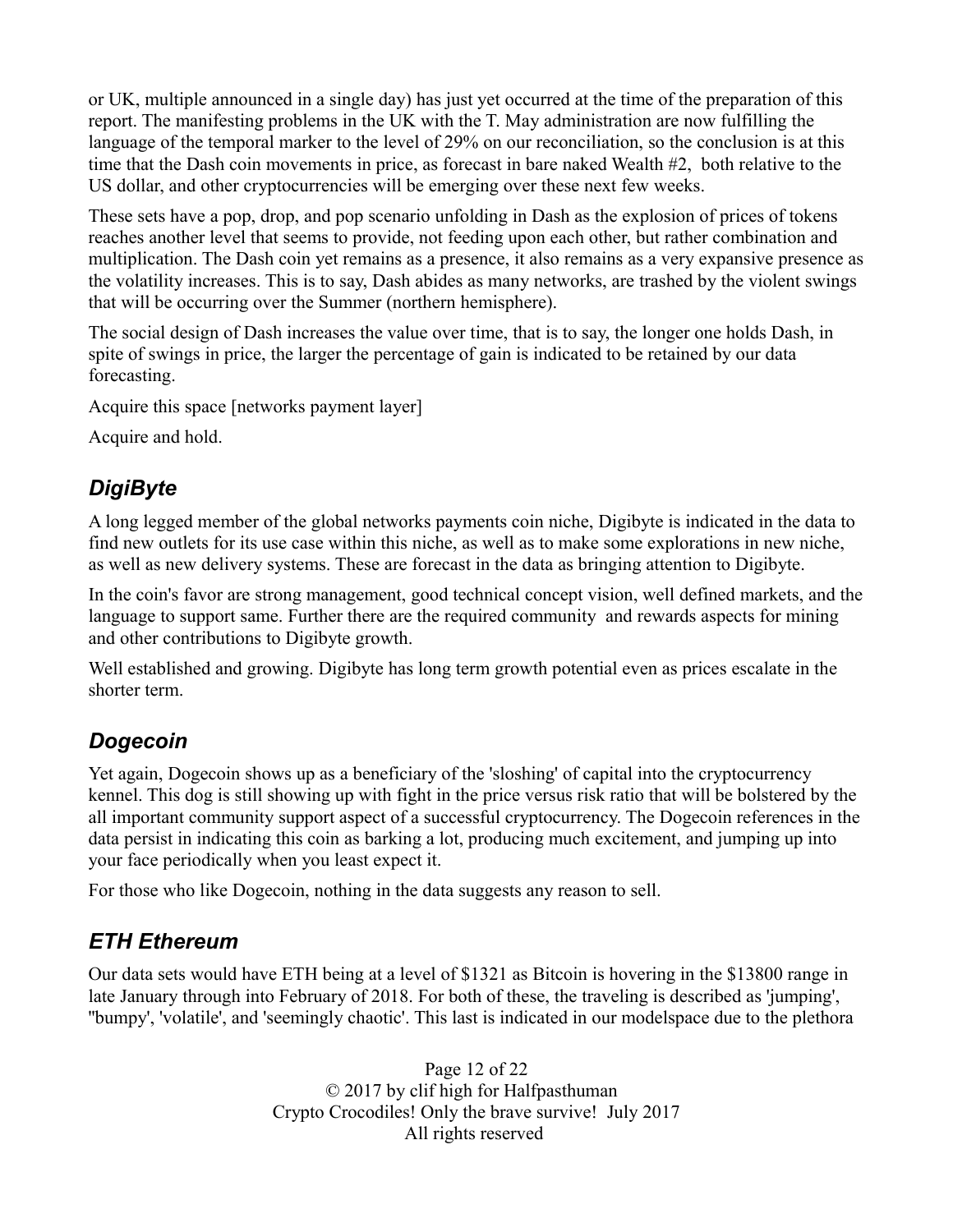or UK, multiple announced in a single day) has just yet occurred at the time of the preparation of this report. The manifesting problems in the UK with the T. May administration are now fulfilling the language of the temporal marker to the level of 29% on our reconciliation, so the conclusion is at this time that the Dash coin movements in price, as forecast in bare naked Wealth #2, both relative to the US dollar, and other cryptocurrencies will be emerging over these next few weeks.

These sets have a pop, drop, and pop scenario unfolding in Dash as the explosion of prices of tokens reaches another level that seems to provide, not feeding upon each other, but rather combination and multiplication. The Dash coin yet remains as a presence, it also remains as a very expansive presence as the volatility increases. This is to say, Dash abides as many networks, are trashed by the violent swings that will be occurring over the Summer (northern hemisphere).

The social design of Dash increases the value over time, that is to say, the longer one holds Dash, in spite of swings in price, the larger the percentage of gain is indicated to be retained by our data forecasting.

Acquire this space [networks payment layer]

Acquire and hold.

## *DigiByte*

A long legged member of the global networks payments coin niche, Digibyte is indicated in the data to find new outlets for its use case within this niche, as well as to make some explorations in new niche, as well as new delivery systems. These are forecast in the data as bringing attention to Digibyte.

In the coin's favor are strong management, good technical concept vision, well defined markets, and the language to support same. Further there are the required community and rewards aspects for mining and other contributions to Digibyte growth.

Well established and growing. Digibyte has long term growth potential even as prices escalate in the shorter term.

## *Dogecoin*

Yet again, Dogecoin shows up as a beneficiary of the 'sloshing' of capital into the cryptocurrency kennel. This dog is still showing up with fight in the price versus risk ratio that will be bolstered by the all important community support aspect of a successful cryptocurrency. The Dogecoin references in the data persist in indicating this coin as barking a lot, producing much excitement, and jumping up into your face periodically when you least expect it.

For those who like Dogecoin, nothing in the data suggests any reason to sell.

## *ETH Ethereum*

Our data sets would have ETH being at a level of $1321 as Bitcoin is hovering in the $13800 range in late January through into February of 2018. For both of these, the traveling is described as 'jumping', ''bumpy', 'volatile', and 'seemingly chaotic'. This last is indicated in our modelspace due to the plethora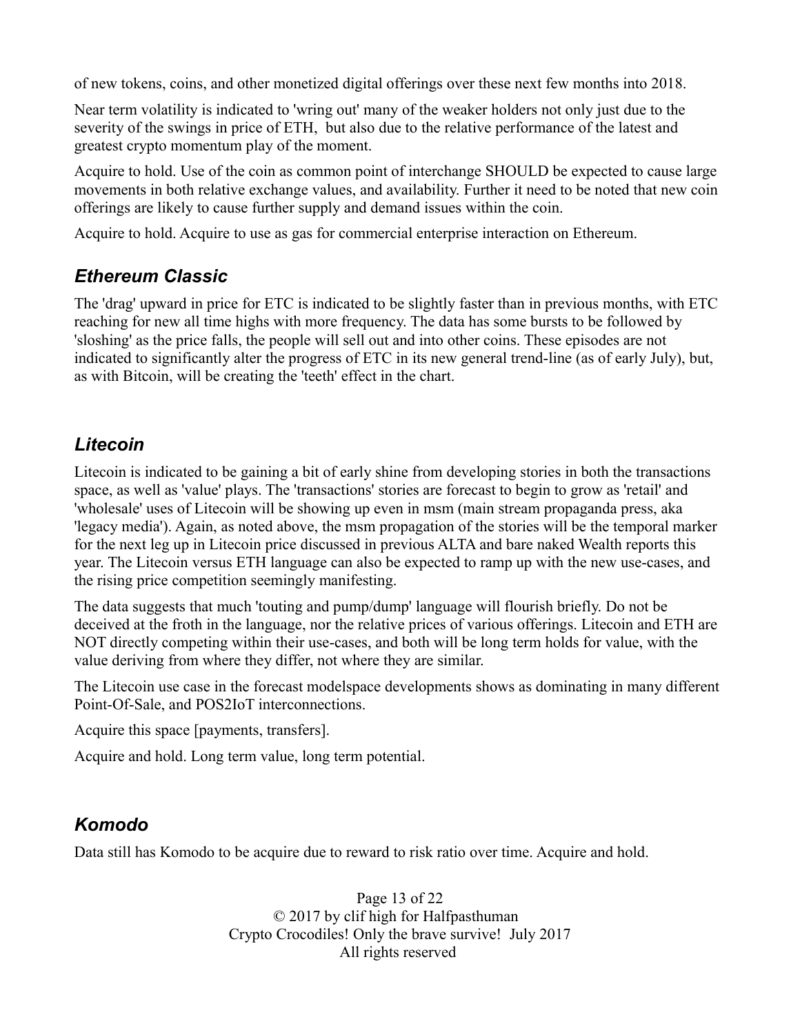of new tokens, coins, and other monetized digital offerings over these next few months into 2018.

Near term volatility is indicated to 'wring out' many of the weaker holders not only just due to the severity of the swings in price of ETH, but also due to the relative performance of the latest and greatest crypto momentum play of the moment.

Acquire to hold. Use of the coin as common point of interchange SHOULD be expected to cause large movements in both relative exchange values, and availability. Further it need to be noted that new coin offerings are likely to cause further supply and demand issues within the coin.

Acquire to hold. Acquire to use as gas for commercial enterprise interaction on Ethereum.

## *Ethereum Classic*

The 'drag' upward in price for ETC is indicated to be slightly faster than in previous months, with ETC reaching for new all time highs with more frequency. The data has some bursts to be followed by 'sloshing' as the price falls, the people will sell out and into other coins. These episodes are not indicated to significantly alter the progress of ETC in its new general trend-line (as of early July), but, as with Bitcoin, will be creating the 'teeth' effect in the chart.

## *Litecoin*

Litecoin is indicated to be gaining a bit of early shine from developing stories in both the transactions space, as well as 'value' plays. The 'transactions' stories are forecast to begin to grow as 'retail' and 'wholesale' uses of Litecoin will be showing up even in msm (main stream propaganda press, aka 'legacy media'). Again, as noted above, the msm propagation of the stories will be the temporal marker for the next leg up in Litecoin price discussed in previous ALTA and bare naked Wealth reports this year. The Litecoin versus ETH language can also be expected to ramp up with the new use-cases, and the rising price competition seemingly manifesting.

The data suggests that much 'touting and pump/dump' language will flourish briefly. Do not be deceived at the froth in the language, nor the relative prices of various offerings. Litecoin and ETH are NOT directly competing within their use-cases, and both will be long term holds for value, with the value deriving from where they differ, not where they are similar.

The Litecoin use case in the forecast modelspace developments shows as dominating in many different Point-Of-Sale, and POS2IoT interconnections.

Acquire this space [payments, transfers].

Acquire and hold. Long term value, long term potential.

## *Komodo*

Data still has Komodo to be acquire due to reward to risk ratio over time. Acquire and hold.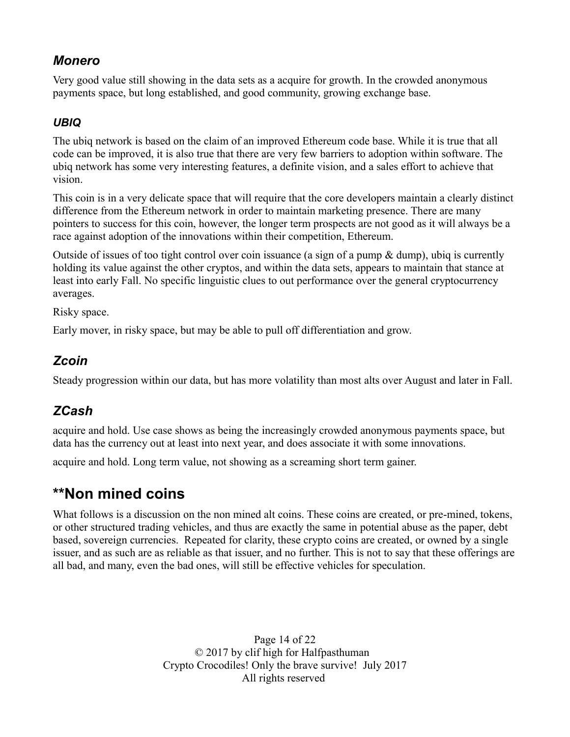### *Monero*

Very good value still showing in the data sets as a acquire for growth. In the crowded anonymous payments space, but long established, and good community, growing exchange base.

#### *UBIQ*

The ubiq network is based on the claim of an improved Ethereum code base. While it is true that all code can be improved, it is also true that there are very few barriers to adoption within software. The ubiq network has some very interesting features, a definite vision, and a sales effort to achieve that vision.

This coin is in a very delicate space that will require that the core developers maintain a clearly distinct difference from the Ethereum network in order to maintain marketing presence. There are many pointers to success for this coin, however, the longer term prospects are not good as it will always be a race against adoption of the innovations within their competition, Ethereum.

Outside of issues of too tight control over coin issuance (a sign of a pump & dump), ubiq is currently holding its value against the other cryptos, and within the data sets, appears to maintain that stance at least into early Fall. No specific linguistic clues to out performance over the general cryptocurrency averages.

Risky space.

Early mover, in risky space, but may be able to pull off differentiation and grow.

### *Zcoin*

Steady progression within our data, but has more volatility than most alts over August and later in Fall.

### *ZCash*

acquire and hold. Use case shows as being the increasingly crowded anonymous payments space, but data has the currency out at least into next year, and does associate it with some innovations.

acquire and hold. Long term value, not showing as a screaming short term gainer.

## **Non mined coins

What follows is a discussion on the non mined alt coins. These coins are created, or pre-mined, tokens, or other structured trading vehicles, and thus are exactly the same in potential abuse as the paper, debt based, sovereign currencies. Repeated for clarity, these crypto coins are created, or owned by a single issuer, and as such are as reliable as that issuer, and no further. This is not to say that these offerings are all bad, and many, even the bad ones, will still be effective vehicles for speculation.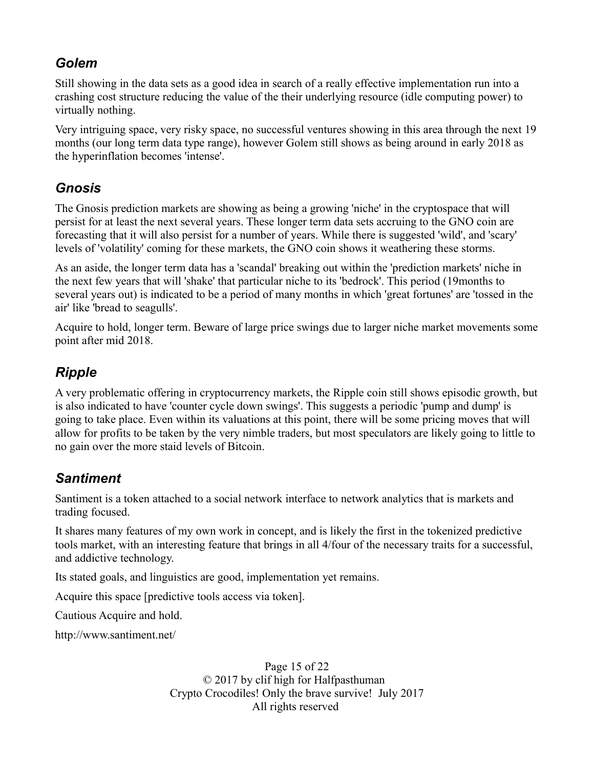## *Golem*

Still showing in the data sets as a good idea in search of a really effective implementation run into a crashing cost structure reducing the value of the their underlying resource (idle computing power) to virtually nothing.

Very intriguing space, very risky space, no successful ventures showing in this area through the next 19 months (our long term data type range), however Golem still shows as being around in early 2018 as the hyperinflation becomes 'intense'.

## *Gnosis*

The Gnosis prediction markets are showing as being a growing 'niche' in the cryptospace that will persist for at least the next several years. These longer term data sets accruing to the GNO coin are forecasting that it will also persist for a number of years. While there is suggested 'wild', and 'scary' levels of 'volatility' coming for these markets, the GNO coin shows it weathering these storms.

As an aside, the longer term data has a 'scandal' breaking out within the 'prediction markets' niche in the next few years that will 'shake' that particular niche to its 'bedrock'. This period (19months to several years out) is indicated to be a period of many months in which 'great fortunes' are 'tossed in the air' like 'bread to seagulls'.

Acquire to hold, longer term. Beware of large price swings due to larger niche market movements some point after mid 2018.

## *Ripple*

A very problematic offering in cryptocurrency markets, the Ripple coin still shows episodic growth, but is also indicated to have 'counter cycle down swings'. This suggests a periodic 'pump and dump' is going to take place. Even within its valuations at this point, there will be some pricing moves that will allow for profits to be taken by the very nimble traders, but most speculators are likely going to little to no gain over the more staid levels of Bitcoin.

## *Santiment*

Santiment is a token attached to a social network interface to network analytics that is markets and trading focused.

It shares many features of my own work in concept, and is likely the first in the tokenized predictive tools market, with an interesting feature that brings in all 4/four of the necessary traits for a successful, and addictive technology.

Its stated goals, and linguistics are good, implementation yet remains.

Acquire this space [predictive tools access via token].

Cautious Acquire and hold.

http://www.santiment.net/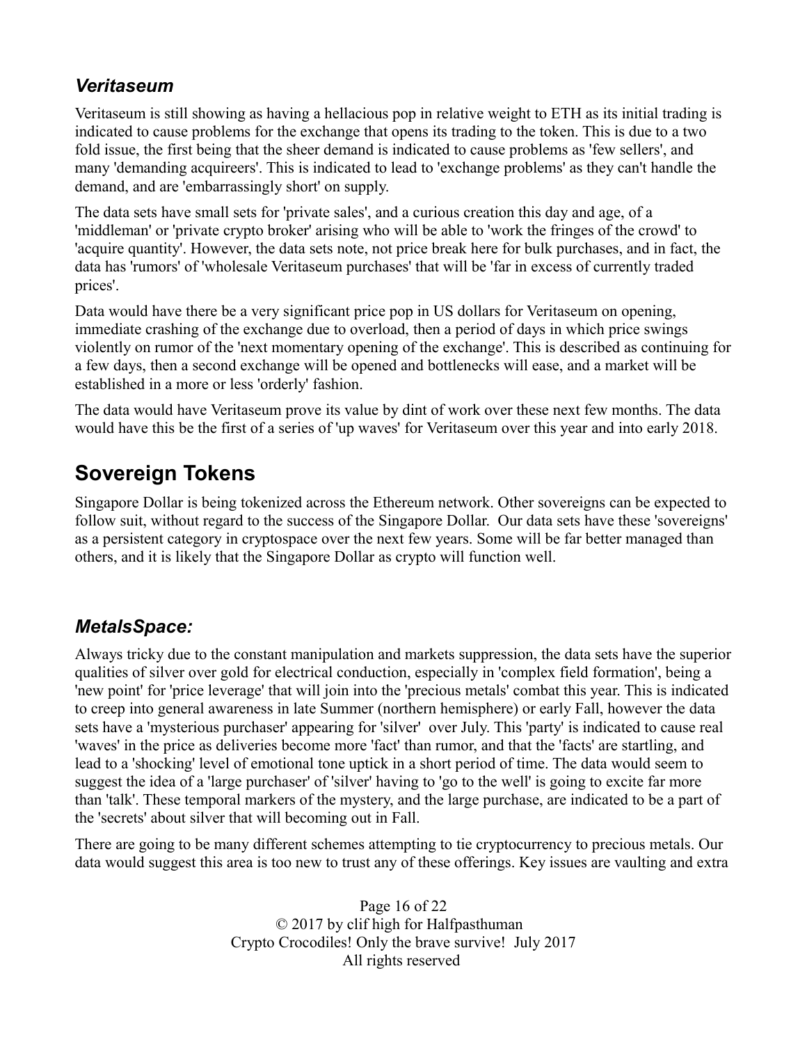### *Veritaseum*

Veritaseum is still showing as having a hellacious pop in relative weight to ETH as its initial trading is indicated to cause problems for the exchange that opens its trading to the token. This is due to a two fold issue, the first being that the sheer demand is indicated to cause problems as 'few sellers', and many 'demanding acquireers'. This is indicated to lead to 'exchange problems' as they can't handle the demand, and are 'embarrassingly short' on supply.

The data sets have small sets for 'private sales', and a curious creation this day and age, of a 'middleman' or 'private crypto broker' arising who will be able to 'work the fringes of the crowd' to 'acquire quantity'. However, the data sets note, not price break here for bulk purchases, and in fact, the data has 'rumors' of 'wholesale Veritaseum purchases' that will be 'far in excess of currently traded prices'.

Data would have there be a very significant price pop in US dollars for Veritaseum on opening, immediate crashing of the exchange due to overload, then a period of days in which price swings violently on rumor of the 'next momentary opening of the exchange'. This is described as continuing for a few days, then a second exchange will be opened and bottlenecks will ease, and a market will be established in a more or less 'orderly' fashion.

The data would have Veritaseum prove its value by dint of work over these next few months. The data would have this be the first of a series of 'up waves' for Veritaseum over this year and into early 2018.

## Sovereign Tokens

Singapore Dollar is being tokenized across the Ethereum network. Other sovereigns can be expected to follow suit, without regard to the success of the Singapore Dollar. Our data sets have these 'sovereigns' as a persistent category in cryptospace over the next few years. Some will be far better managed than others, and it is likely that the Singapore Dollar as crypto will function well.

### *MetalsSpace:*

Always tricky due to the constant manipulation and markets suppression, the data sets have the superior qualities of silver over gold for electrical conduction, especially in 'complex field formation', being a 'new point' for 'price leverage' that will join into the 'precious metals' combat this year. This is indicated to creep into general awareness in late Summer (northern hemisphere) or early Fall, however the data sets have a 'mysterious purchaser' appearing for 'silver' over July. This 'party' is indicated to cause real 'waves' in the price as deliveries become more 'fact' than rumor, and that the 'facts' are startling, and lead to a 'shocking' level of emotional tone uptick in a short period of time. The data would seem to suggest the idea of a 'large purchaser' of 'silver' having to 'go to the well' is going to excite far more than 'talk'. These temporal markers of the mystery, and the large purchase, are indicated to be a part of the 'secrets' about silver that will becoming out in Fall.

There are going to be many different schemes attempting to tie cryptocurrency to precious metals. Our data would suggest this area is too new to trust any of these offerings. Key issues are vaulting and extra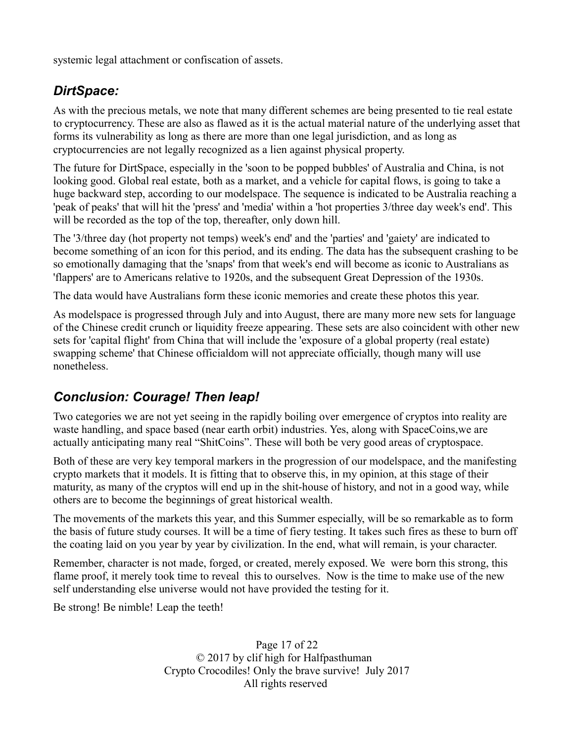systemic legal attachment or confiscation of assets.

## *DirtSpace:*

As with the precious metals, we note that many different schemes are being presented to tie real estate to cryptocurrency. These are also as flawed as it is the actual material nature of the underlying asset that forms its vulnerability as long as there are more than one legal jurisdiction, and as long as cryptocurrencies are not legally recognized as a lien against physical property.

The future for DirtSpace, especially in the 'soon to be popped bubbles' of Australia and China, is not looking good. Global real estate, both as a market, and a vehicle for capital flows, is going to take a huge backward step, according to our modelspace. The sequence is indicated to be Australia reaching a 'peak of peaks' that will hit the 'press' and 'media' within a 'hot properties 3/three day week's end'. This will be recorded as the top of the top, thereafter, only down hill.

The '3/three day (hot property not temps) week's end' and the 'parties' and 'gaiety' are indicated to become something of an icon for this period, and its ending. The data has the subsequent crashing to be so emotionally damaging that the 'snaps' from that week's end will become as iconic to Australians as 'flappers' are to Americans relative to 1920s, and the subsequent Great Depression of the 1930s.

The data would have Australians form these iconic memories and create these photos this year.

As modelspace is progressed through July and into August, there are many more new sets for language of the Chinese credit crunch or liquidity freeze appearing. These sets are also coincident with other new sets for 'capital flight' from China that will include the 'exposure of a global property (real estate) swapping scheme' that Chinese officialdom will not appreciate officially, though many will use nonetheless.

## *Conclusion: Courage! Then leap!*

Two categories we are not yet seeing in the rapidly boiling over emergence of cryptos into reality are waste handling, and space based (near earth orbit) industries. Yes, along with SpaceCoins,we are actually anticipating many real "ShitCoins". These will both be very good areas of cryptospace.

Both of these are very key temporal markers in the progression of our modelspace, and the manifesting crypto markets that it models. It is fitting that to observe this, in my opinion, at this stage of their maturity, as many of the cryptos will end up in the shit-house of history, and not in a good way, while others are to become the beginnings of great historical wealth.

The movements of the markets this year, and this Summer especially, will be so remarkable as to form the basis of future study courses. It will be a time of fiery testing. It takes such fires as these to burn off the coating laid on you year by year by civilization. In the end, what will remain, is your character.

Remember, character is not made, forged, or created, merely exposed. We were born this strong, this flame proof, it merely took time to reveal this to ourselves. Now is the time to make use of the new self understanding else universe would not have provided the testing for it.

Be strong! Be nimble! Leap the teeth!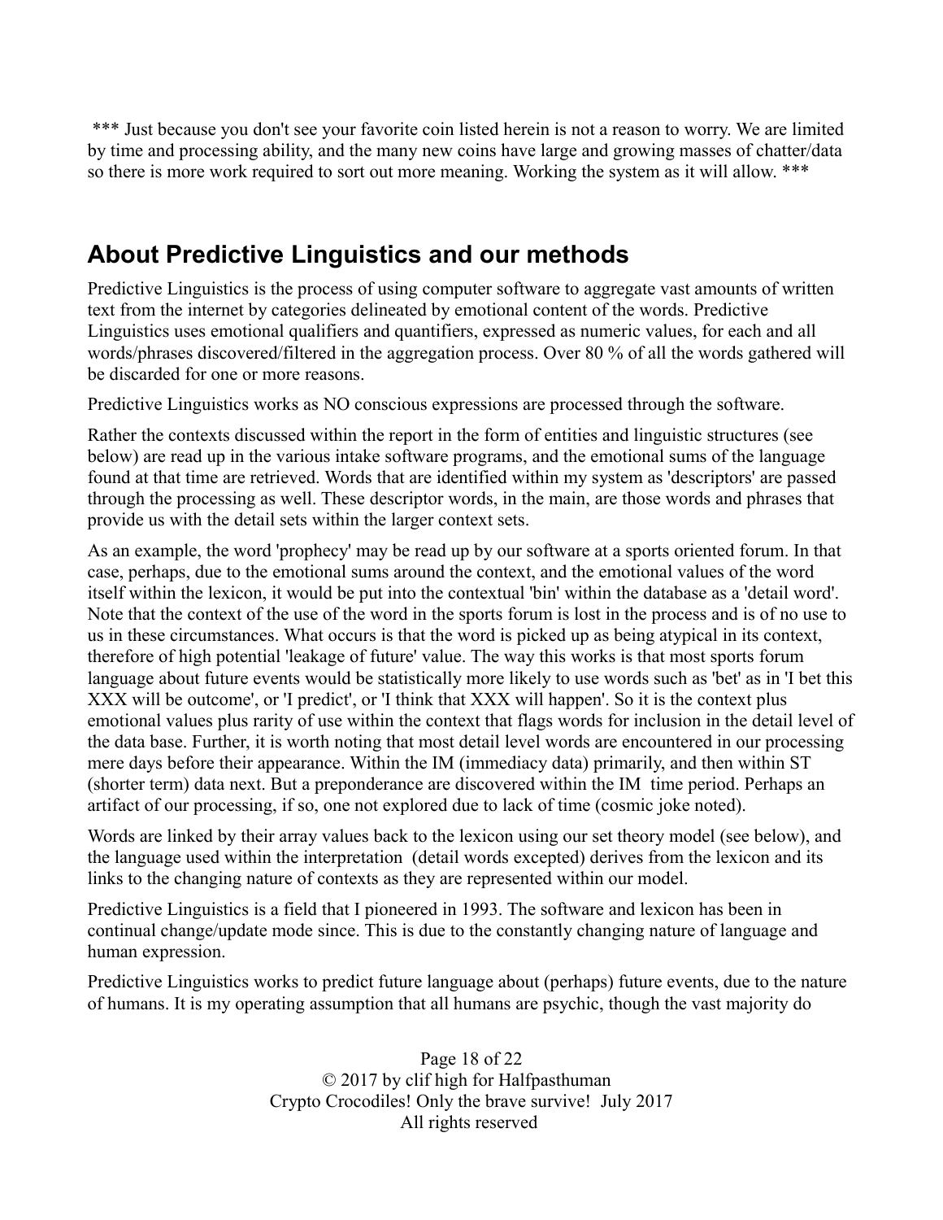*** Just because you don't see your favorite coin listed herein is not a reason to worry. We are limited by time and processing ability, and the many new coins have large and growing masses of chatter/data so there is more work required to sort out more meaning. Working the system as it will allow. ***

## About Predictive Linguistics and our methods

Predictive Linguistics is the process of using computer software to aggregate vast amounts of written text from the internet by categories delineated by emotional content of the words. Predictive Linguistics uses emotional qualifiers and quantifiers, expressed as numeric values, for each and all words/phrases discovered/filtered in the aggregation process. Over 80 % of all the words gathered will be discarded for one or more reasons.

Predictive Linguistics works as NO conscious expressions are processed through the software.

Rather the contexts discussed within the report in the form of entities and linguistic structures (see below) are read up in the various intake software programs, and the emotional sums of the language found at that time are retrieved. Words that are identified within my system as 'descriptors' are passed through the processing as well. These descriptor words, in the main, are those words and phrases that provide us with the detail sets within the larger context sets.

As an example, the word 'prophecy' may be read up by our software at a sports oriented forum. In that case, perhaps, due to the emotional sums around the context, and the emotional values of the word itself within the lexicon, it would be put into the contextual 'bin' within the database as a 'detail word'. Note that the context of the use of the word in the sports forum is lost in the process and is of no use to us in these circumstances. What occurs is that the word is picked up as being atypical in its context, therefore of high potential 'leakage of future' value. The way this works is that most sports forum language about future events would be statistically more likely to use words such as 'bet' as in 'I bet this XXX will be outcome', or 'I predict', or 'I think that XXX will happen'. So it is the context plus emotional values plus rarity of use within the context that flags words for inclusion in the detail level of the data base. Further, it is worth noting that most detail level words are encountered in our processing mere days before their appearance. Within the IM (immediacy data) primarily, and then within ST (shorter term) data next. But a preponderance are discovered within the IM time period. Perhaps an artifact of our processing, if so, one not explored due to lack of time (cosmic joke noted).

Words are linked by their array values back to the lexicon using our set theory model (see below), and the language used within the interpretation (detail words excepted) derives from the lexicon and its links to the changing nature of contexts as they are represented within our model.

Predictive Linguistics is a field that I pioneered in 1993. The software and lexicon has been in continual change/update mode since. This is due to the constantly changing nature of language and human expression.

Predictive Linguistics works to predict future language about (perhaps) future events, due to the nature of humans. It is my operating assumption that all humans are psychic, though the vast majority do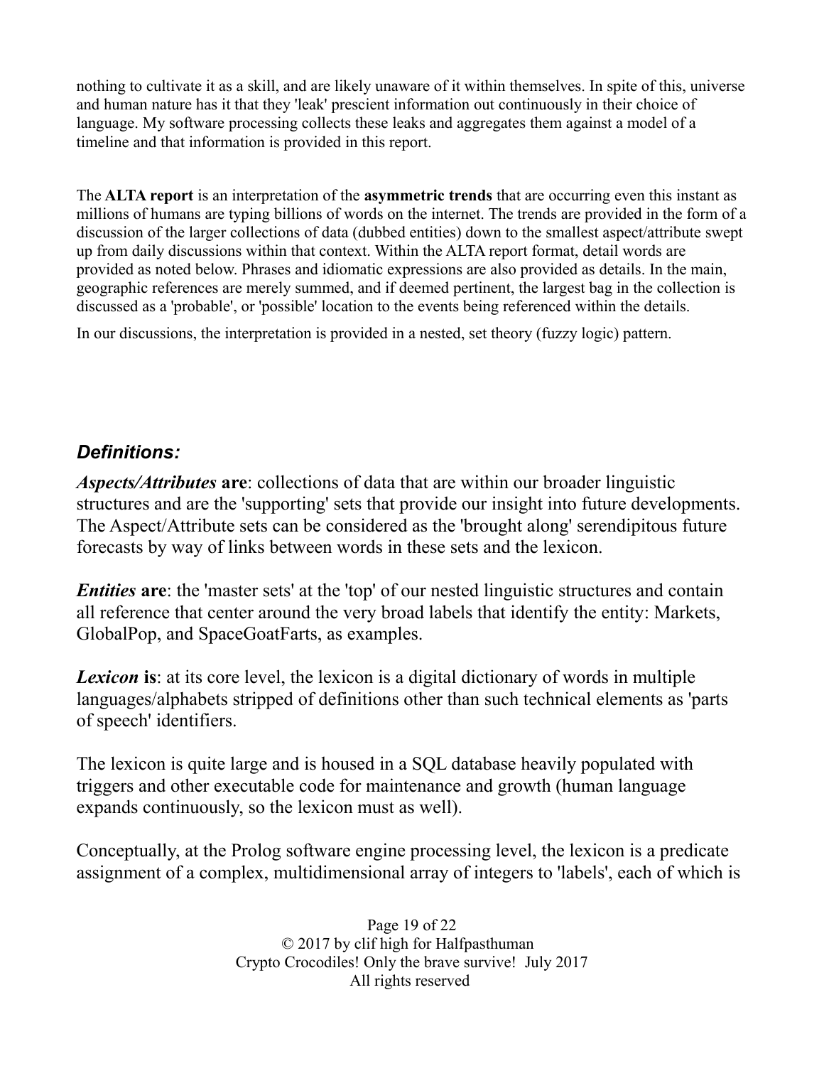nothing to cultivate it as a skill, and are likely unaware of it within themselves. In spite of this, universe and human nature has it that they 'leak' prescient information out continuously in their choice of language. My software processing collects these leaks and aggregates them against a model of a timeline and that information is provided in this report.

The **ALTA report** is an interpretation of the **asymmetric trends** that are occurring even this instant as millions of humans are typing billions of words on the internet. The trends are provided in the form of a discussion of the larger collections of data (dubbed entities) down to the smallest aspect/attribute swept up from daily discussions within that context. Within the ALTA report format, detail words are provided as noted below. Phrases and idiomatic expressions are also provided as details. In the main, geographic references are merely summed, and if deemed pertinent, the largest bag in the collection is discussed as a 'probable', or 'possible' location to the events being referenced within the details.

In our discussions, the interpretation is provided in a nested, set theory (fuzzy logic) pattern.

## *Definitions:*

***Aspects/Attributes* are**: collections of data that are within our broader linguistic structures and are the 'supporting' sets that provide our insight into future developments. The Aspect/Attribute sets can be considered as the 'brought along' serendipitous future forecasts by way of links between words in these sets and the lexicon.

***Entities* are**: the 'master sets' at the 'top' of our nested linguistic structures and contain all reference that center around the very broad labels that identify the entity: Markets, GlobalPop, and SpaceGoatFarts, as examples.

***Lexicon* is**: at its core level, the lexicon is a digital dictionary of words in multiple languages/alphabets stripped of definitions other than such technical elements as 'parts of speech' identifiers.

The lexicon is quite large and is housed in a SQL database heavily populated with triggers and other executable code for maintenance and growth (human language expands continuously, so the lexicon must as well).

Conceptually, at the Prolog software engine processing level, the lexicon is a predicate assignment of a complex, multidimensional array of integers to 'labels', each of which is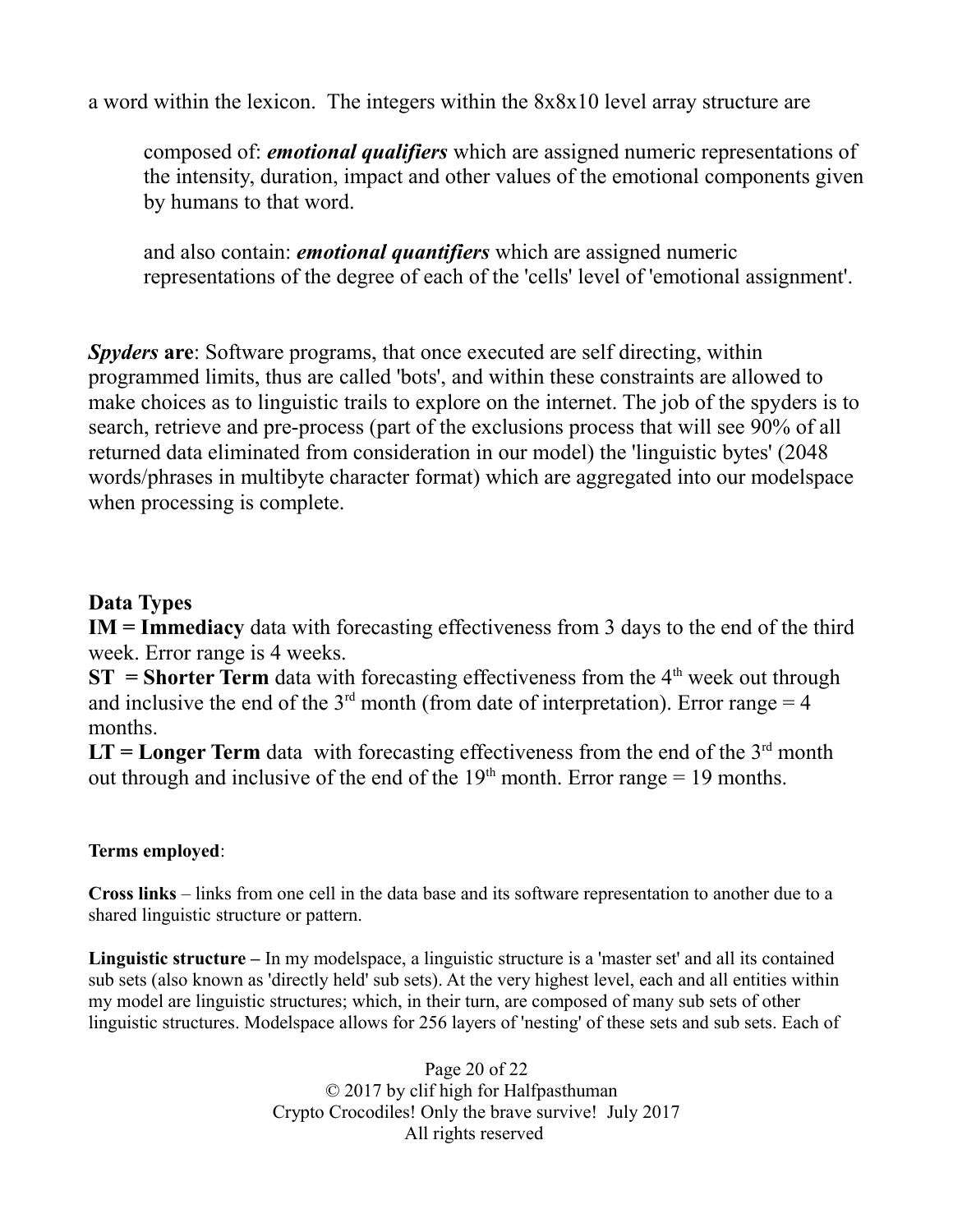a word within the lexicon. The integers within the 8x8x10 level array structure are

> composed of: ***emotional qualifiers*** which are assigned numeric representations of the intensity, duration, impact and other values of the emotional components given by humans to that word.
>
> and also contain: ***emotional quantifiers*** which are assigned numeric representations of the degree of each of the 'cells' level of 'emotional assignment'.

***Spyders* are**: Software programs, that once executed are self directing, within programmed limits, thus are called 'bots', and within these constraints are allowed to make choices as to linguistic trails to explore on the internet. The job of the spyders is to search, retrieve and pre-process (part of the exclusions process that will see 90% of all returned data eliminated from consideration in our model) the 'linguistic bytes' (2048 words/phrases in multibyte character format) which are aggregated into our modelspace when processing is complete.

**Data Types**

**IM = Immediacy** data with forecasting effectiveness from 3 days to the end of the third week. Error range is 4 weeks.

**ST = Shorter Term** data with forecasting effectiveness from the 4th week out through and inclusive the end of the 3rd month (from date of interpretation). Error range = 4 months.

**LT = Longer Term** data with forecasting effectiveness from the end of the 3rd month out through and inclusive of the end of the 19th month. Error range = 19 months.

**Terms employed**:

**Cross links** – links from one cell in the data base and its software representation to another due to a shared linguistic structure or pattern.

**Linguistic structure –** In my modelspace, a linguistic structure is a 'master set' and all its contained sub sets (also known as 'directly held' sub sets). At the very highest level, each and all entities within my model are linguistic structures; which, in their turn, are composed of many sub sets of other linguistic structures. Modelspace allows for 256 layers of 'nesting' of these sets and sub sets. Each of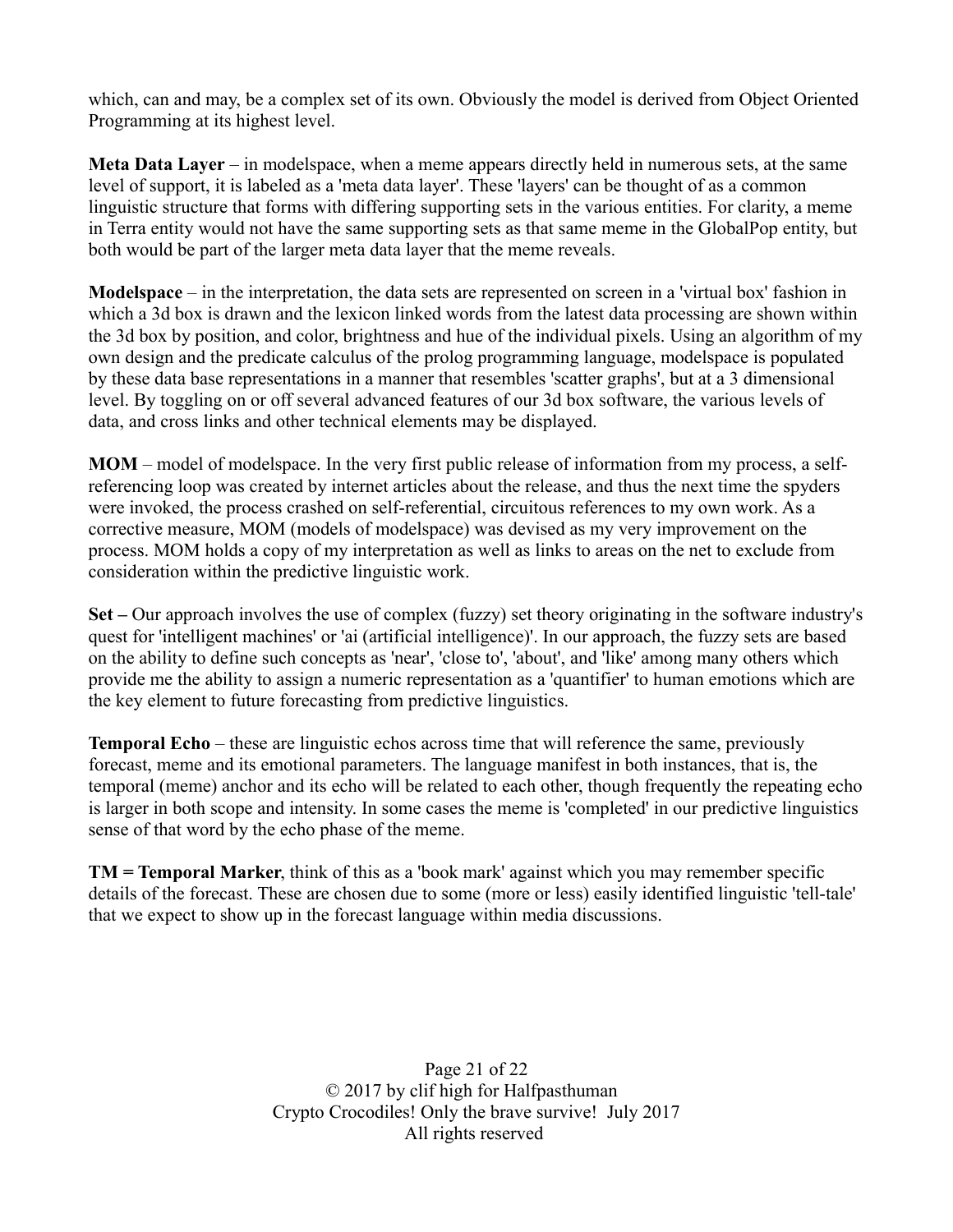which, can and may, be a complex set of its own. Obviously the model is derived from Object Oriented Programming at its highest level.

**Meta Data Layer** – in modelspace, when a meme appears directly held in numerous sets, at the same level of support, it is labeled as a 'meta data layer'. These 'layers' can be thought of as a common linguistic structure that forms with differing supporting sets in the various entities. For clarity, a meme in Terra entity would not have the same supporting sets as that same meme in the GlobalPop entity, but both would be part of the larger meta data layer that the meme reveals.

**Modelspace** – in the interpretation, the data sets are represented on screen in a 'virtual box' fashion in which a 3d box is drawn and the lexicon linked words from the latest data processing are shown within the 3d box by position, and color, brightness and hue of the individual pixels. Using an algorithm of my own design and the predicate calculus of the prolog programming language, modelspace is populated by these data base representations in a manner that resembles 'scatter graphs', but at a 3 dimensional level. By toggling on or off several advanced features of our 3d box software, the various levels of data, and cross links and other technical elements may be displayed.

**MOM** – model of modelspace. In the very first public release of information from my process, a self-referencing loop was created by internet articles about the release, and thus the next time the spyders were invoked, the process crashed on self-referential, circuitous references to my own work. As a corrective measure, MOM (models of modelspace) was devised as my very improvement on the process. MOM holds a copy of my interpretation as well as links to areas on the net to exclude from consideration within the predictive linguistic work.

**Set –** Our approach involves the use of complex (fuzzy) set theory originating in the software industry's quest for 'intelligent machines' or 'ai (artificial intelligence)'. In our approach, the fuzzy sets are based on the ability to define such concepts as 'near', 'close to', 'about', and 'like' among many others which provide me the ability to assign a numeric representation as a 'quantifier' to human emotions which are the key element to future forecasting from predictive linguistics.

**Temporal Echo** – these are linguistic echos across time that will reference the same, previously forecast, meme and its emotional parameters. The language manifest in both instances, that is, the temporal (meme) anchor and its echo will be related to each other, though frequently the repeating echo is larger in both scope and intensity. In some cases the meme is 'completed' in our predictive linguistics sense of that word by the echo phase of the meme.

**TM = Temporal Marker**, think of this as a 'book mark' against which you may remember specific details of the forecast. These are chosen due to some (more or less) easily identified linguistic 'tell-tale' that we expect to show up in the forecast language within media discussions.